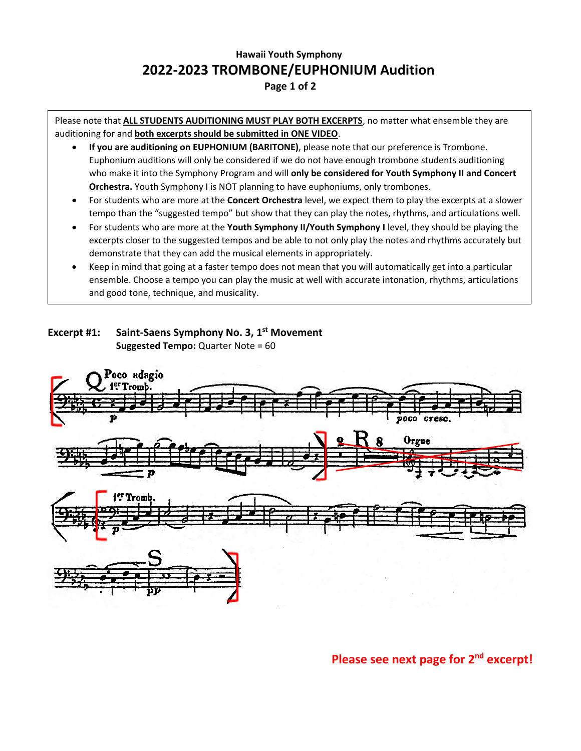Hawaii Youth Symphony

# 2022-2023 TROMBONE/EUPHONIUM Audition

Page 1 of 2

Please note that **ALL STUDENTS AUDITIONING MUST PLAY BOTH EXCERPTS**, no matter what ensemble they are auditioning for and **both excerpts should be submitted in ONE VIDEO**.

- **If you are auditioning on EUPHONIUM (BARITONE)**, please note that our preference is Trombone. Euphonium auditions will only be considered if we do not have enough trombone students auditioning who make it into the Symphony Program and will **only be considered for Youth Symphony II and Concert Orchestra.** Youth Symphony I is NOT planning to have euphoniums, only trombones.
- For students who are more at the **Concert Orchestra** level, we expect them to play the excerpts at a slower tempo than the "suggested tempo" but show that they can play the notes, rhythms, and articulations well.
- For students who are more at the **Youth Symphony II/Youth Symphony I** level, they should be playing the excerpts closer to the suggested tempos and be able to not only play the notes and rhythms accurately but demonstrate that they can add the musical elements in appropriately.
- Keep in mind that going at a faster tempo does not mean that you will automatically get into a particular ensemble. Choose a tempo you can play the music at well with accurate intonation, rhythms, articulations and good tone, technique, and musicality.

**Excerpt #1: Saint-Saens Symphony No. 3, 1st Movement**

**Suggested Tempo:** Quarter Note = 60

**Please see next page for 2nd excerpt!**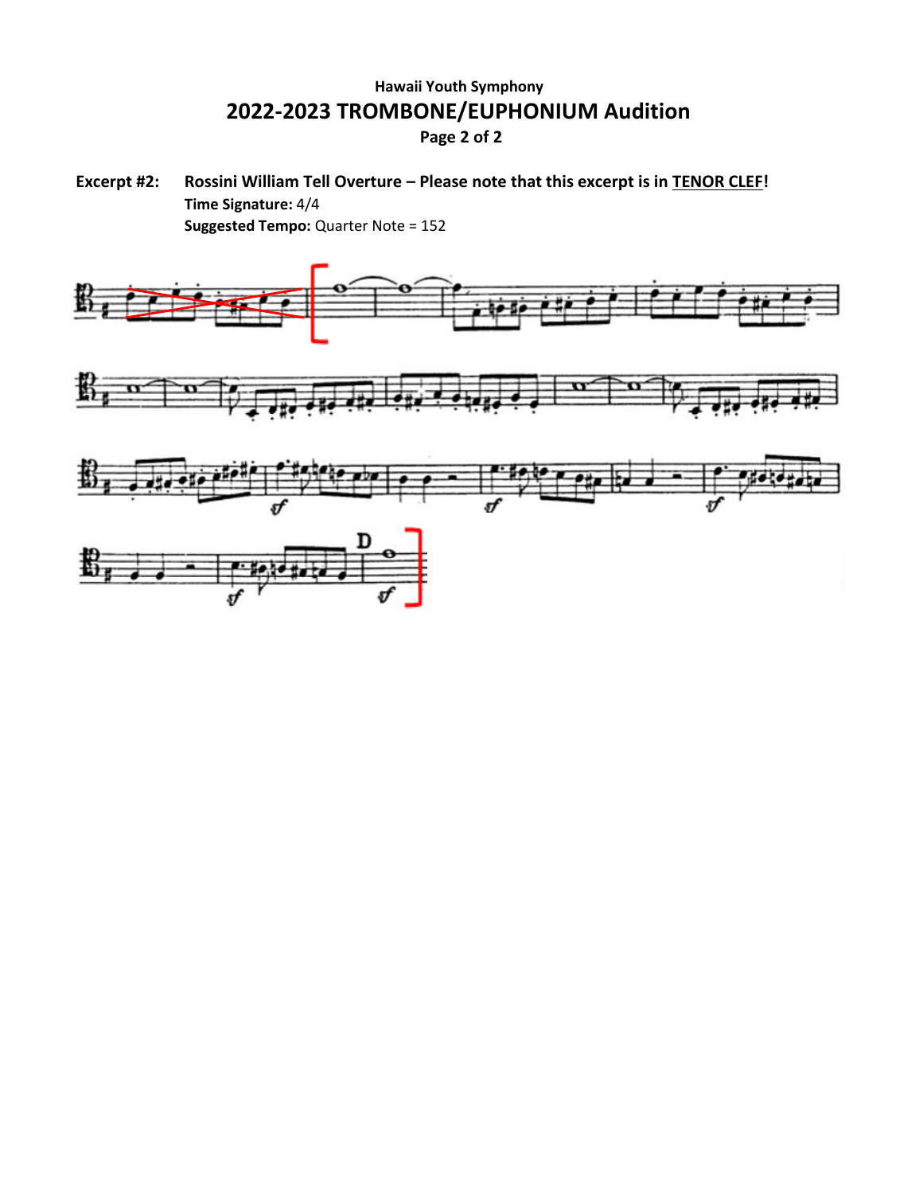**Hawaii Youth Symphony**

# 2022-2023 TROMBONE/EUPHONIUM Audition

**Page 2 of 2**

**Excerpt #2:** **Rossini William Tell Overture – Please note that this excerpt is in TENOR CLEF!**
**Time Signature:** 4/4
**Suggested Tempo:** Quarter Note = 152